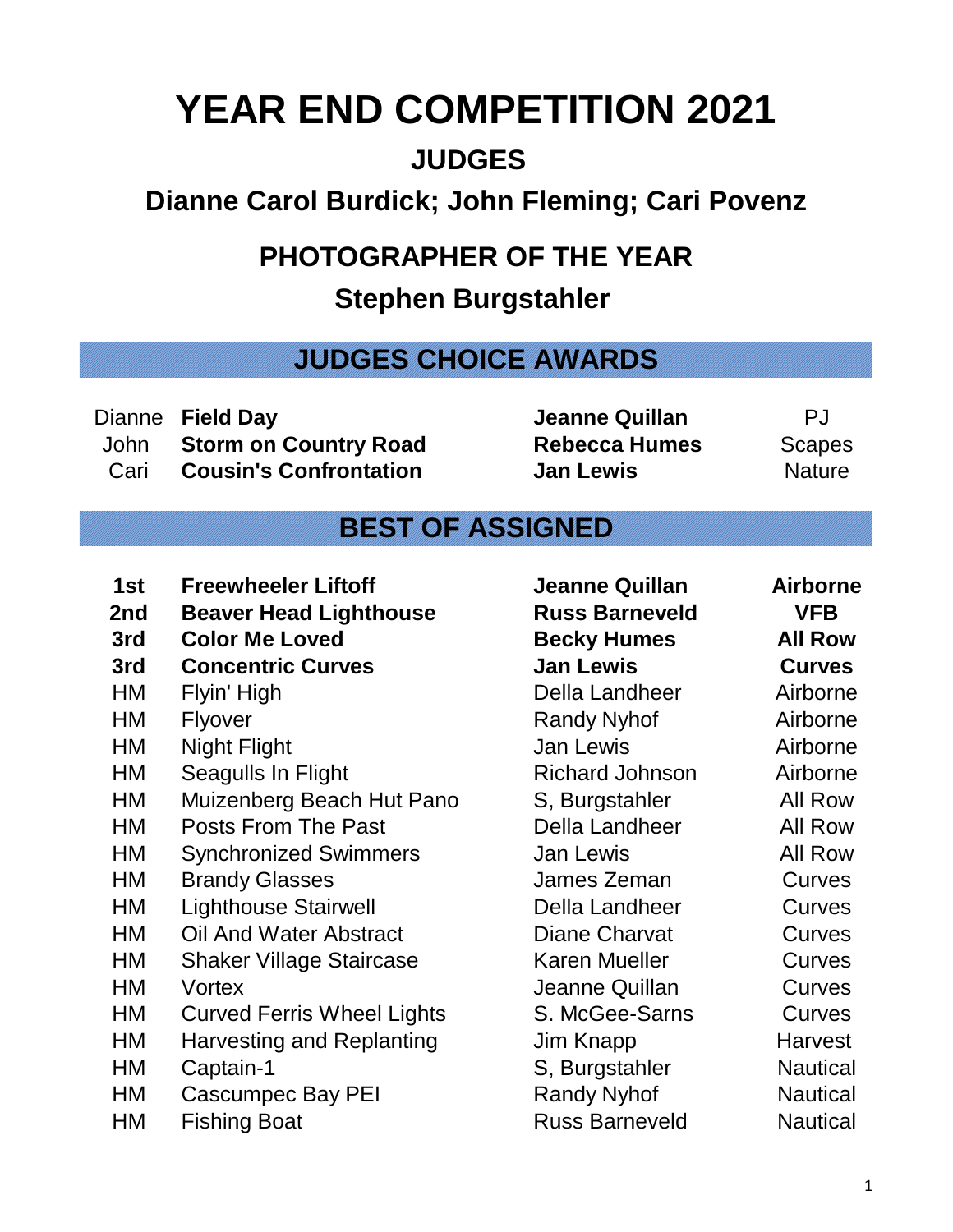# YEAR END COMPETITION 2021

## JUDGES

## Dianne Carol Burdick; John Fleming; Cari Povenz

## PHOTOGRAPHER OF THE YEAR

## Stephen Burgstahler

## JUDGES CHOICE AWARDS

| | | | |
|---|---|---|---|
| Dianne | **Field Day** | **Jeanne Quillan** | PJ |
| John | **Storm on Country Road** | **Rebecca Humes** | Scapes |
| Cari | **Cousin's Confrontation** | **Jan Lewis** | Nature |

## BEST OF ASSIGNED

| | | | |
|---|---|---|---|
| **1st** | **Freewheeler Liftoff** | **Jeanne Quillan** | **Airborne** |
| **2nd** | **Beaver Head Lighthouse** | **Russ Barneveld** | **VFB** |
| **3rd** | **Color Me Loved** | **Becky Humes** | **All Row** |
| **3rd** | **Concentric Curves** | **Jan Lewis** | **Curves** |
| HM | Flyin' High | Della Landheer | Airborne |
| HM | Flyover | Randy Nyhof | Airborne |
| HM | Night Flight | Jan Lewis | Airborne |
| HM | Seagulls In Flight | Richard Johnson | Airborne |
| HM | Muizenberg Beach Hut Pano | S, Burgstahler | All Row |
| HM | Posts From The Past | Della Landheer | All Row |
| HM | Synchronized Swimmers | Jan Lewis | All Row |
| HM | Brandy Glasses | James Zeman | Curves |
| HM | Lighthouse Stairwell | Della Landheer | Curves |
| HM | Oil And Water Abstract | Diane Charvat | Curves |
| HM | Shaker Village Staircase | Karen Mueller | Curves |
| HM | Vortex | Jeanne Quillan | Curves |
| HM | Curved Ferris Wheel Lights | S. McGee-Sarns | Curves |
| HM | Harvesting and Replanting | Jim Knapp | Harvest |
| HM | Captain-1 | S, Burgstahler | Nautical |
| HM | Cascumpec Bay PEI | Randy Nyhof | Nautical |
| HM | Fishing Boat | Russ Barneveld | Nautical |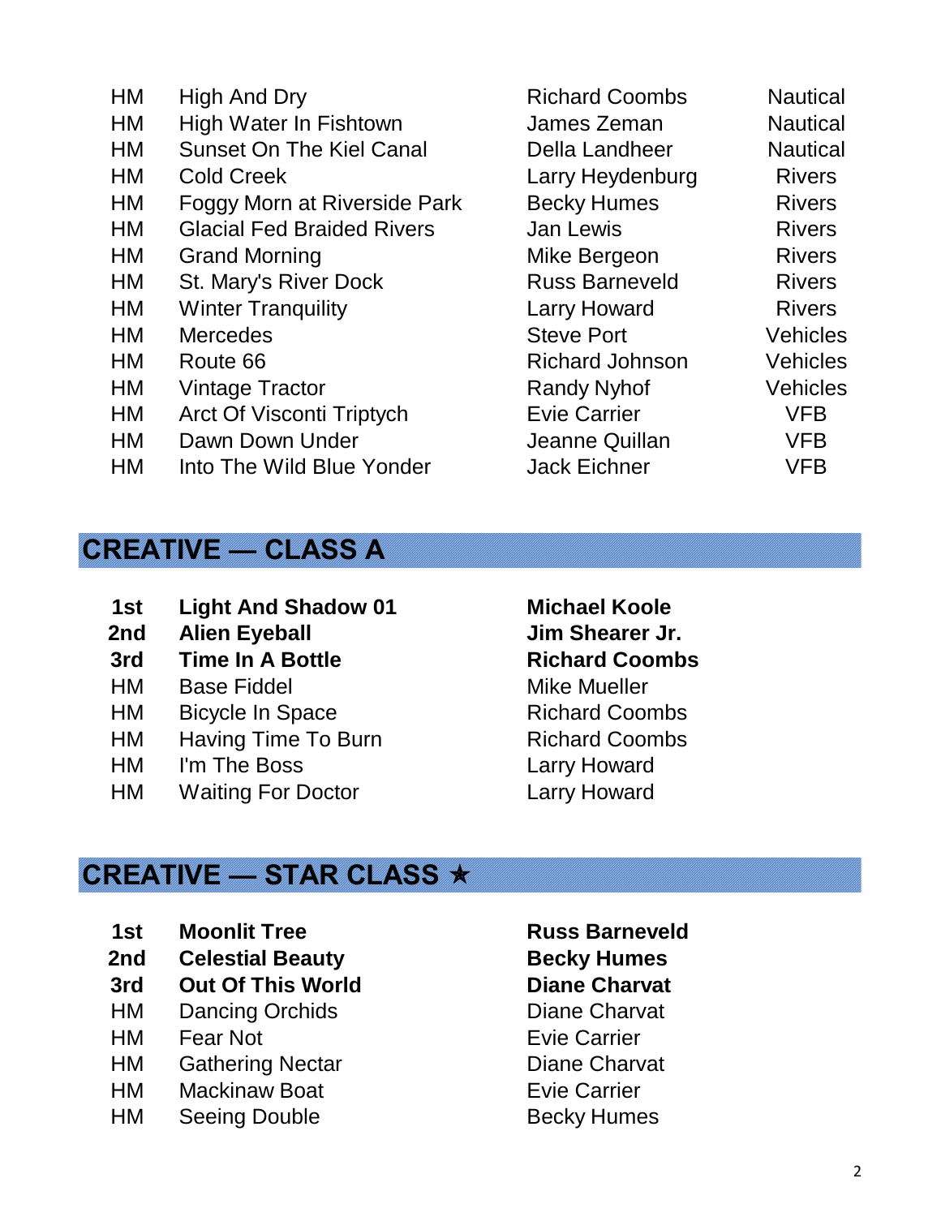| | | | |
|---|---|---|---|
| HM | High And Dry | Richard Coombs | Nautical |
| HM | High Water In Fishtown | James Zeman | Nautical |
| HM | Sunset On The Kiel Canal | Della Landheer | Nautical |
| HM | Cold Creek | Larry Heydenburg | Rivers |
| HM | Foggy Morn at Riverside Park | Becky Humes | Rivers |
| HM | Glacial Fed Braided Rivers | Jan Lewis | Rivers |
| HM | Grand Morning | Mike Bergeon | Rivers |
| HM | St. Mary's River Dock | Russ Barneveld | Rivers |
| HM | Winter Tranquility | Larry Howard | Rivers |
| HM | Mercedes | Steve Port | Vehicles |
| HM | Route 66 | Richard Johnson | Vehicles |
| HM | Vintage Tractor | Randy Nyhof | Vehicles |
| HM | Arct Of Visconti Triptych | Evie Carrier | VFB |
| HM | Dawn Down Under | Jeanne Quillan | VFB |
| HM | Into The Wild Blue Yonder | Jack Eichner | VFB |

## CREATIVE — CLASS A

| | | |
|---|---|---|
| **1st** | **Light And Shadow 01** | **Michael Koole** |
| **2nd** | **Alien Eyeball** | **Jim Shearer Jr.** |
| **3rd** | **Time In A Bottle** | **Richard Coombs** |
| HM | Base Fiddel | Mike Mueller |
| HM | Bicycle In Space | Richard Coombs |
| HM | Having Time To Burn | Richard Coombs |
| HM | I'm The Boss | Larry Howard |
| HM | Waiting For Doctor | Larry Howard |

## CREATIVE — STAR CLASS ★

| | | |
|---|---|---|
| **1st** | **Moonlit Tree** | **Russ Barneveld** |
| **2nd** | **Celestial Beauty** | **Becky Humes** |
| **3rd** | **Out Of This World** | **Diane Charvat** |
| HM | Dancing Orchids | Diane Charvat |
| HM | Fear Not | Evie Carrier |
| HM | Gathering Nectar | Diane Charvat |
| HM | Mackinaw Boat | Evie Carrier |
| HM | Seeing Double | Becky Humes |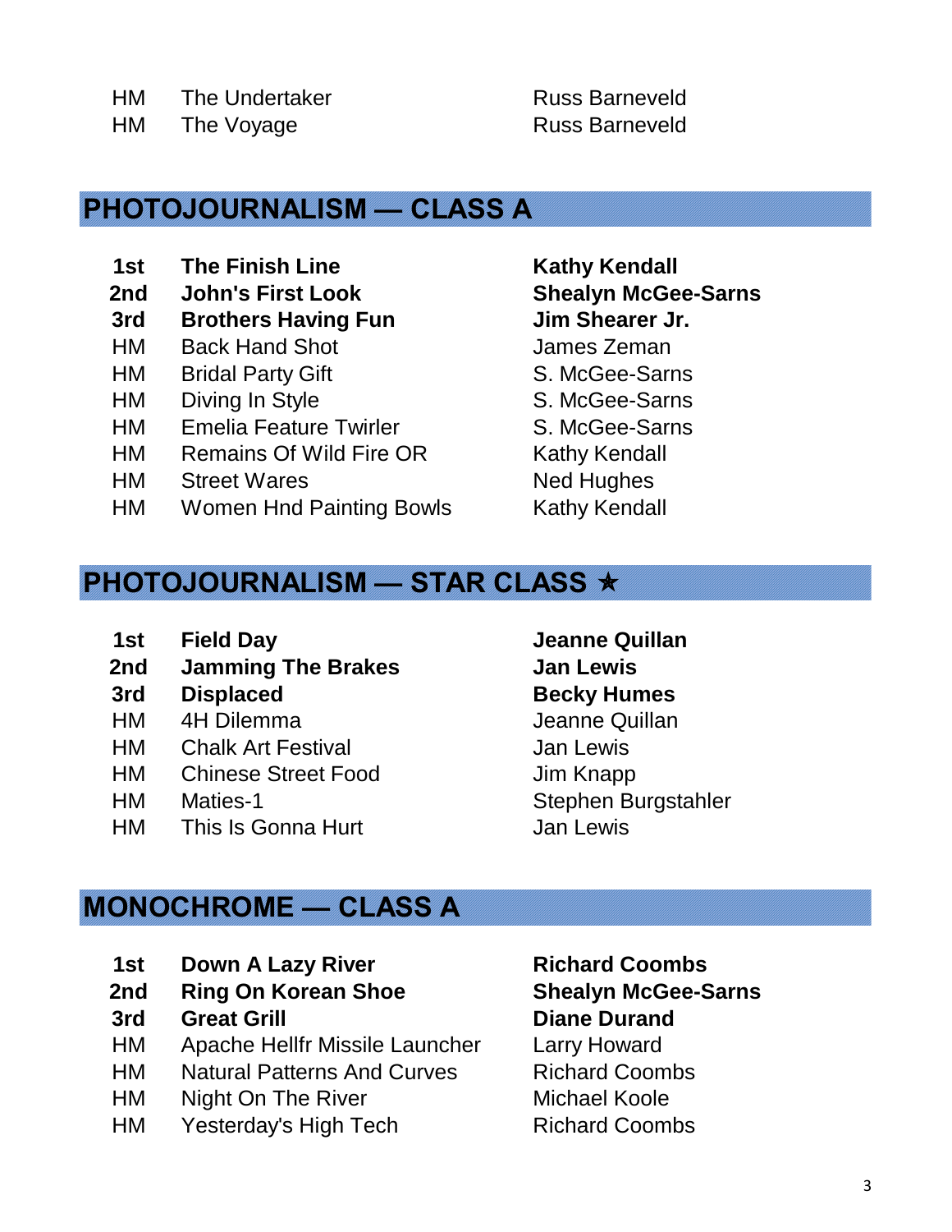| | | |
|---|---|---|
| HM | The Undertaker | Russ Barneveld |
| HM | The Voyage | Russ Barneveld |

## PHOTOJOURNALISM — CLASS A

| | | |
|---|---|---|
| **1st** | **The Finish Line** | **Kathy Kendall** |
| **2nd** | **John's First Look** | **Shealyn McGee-Sarns** |
| **3rd** | **Brothers Having Fun** | **Jim Shearer Jr.** |
| HM | Back Hand Shot | James Zeman |
| HM | Bridal Party Gift | S. McGee-Sarns |
| HM | Diving In Style | S. McGee-Sarns |
| HM | Emelia Feature Twirler | S. McGee-Sarns |
| HM | Remains Of Wild Fire OR | Kathy Kendall |
| HM | Street Wares | Ned Hughes |
| HM | Women Hnd Painting Bowls | Kathy Kendall |

## PHOTOJOURNALISM — STAR CLASS ★

| | | |
|---|---|---|
| **1st** | **Field Day** | **Jeanne Quillan** |
| **2nd** | **Jamming The Brakes** | **Jan Lewis** |
| **3rd** | **Displaced** | **Becky Humes** |
| HM | 4H Dilemma | Jeanne Quillan |
| HM | Chalk Art Festival | Jan Lewis |
| HM | Chinese Street Food | Jim Knapp |
| HM | Maties-1 | Stephen Burgstahler |
| HM | This Is Gonna Hurt | Jan Lewis |

## MONOCHROME — CLASS A

| | | |
|---|---|---|
| **1st** | **Down A Lazy River** | **Richard Coombs** |
| **2nd** | **Ring On Korean Shoe** | **Shealyn McGee-Sarns** |
| **3rd** | **Great Grill** | **Diane Durand** |
| HM | Apache Hellfr Missile Launcher | Larry Howard |
| HM | Natural Patterns And Curves | Richard Coombs |
| HM | Night On The River | Michael Koole |
| HM | Yesterday's High Tech | Richard Coombs |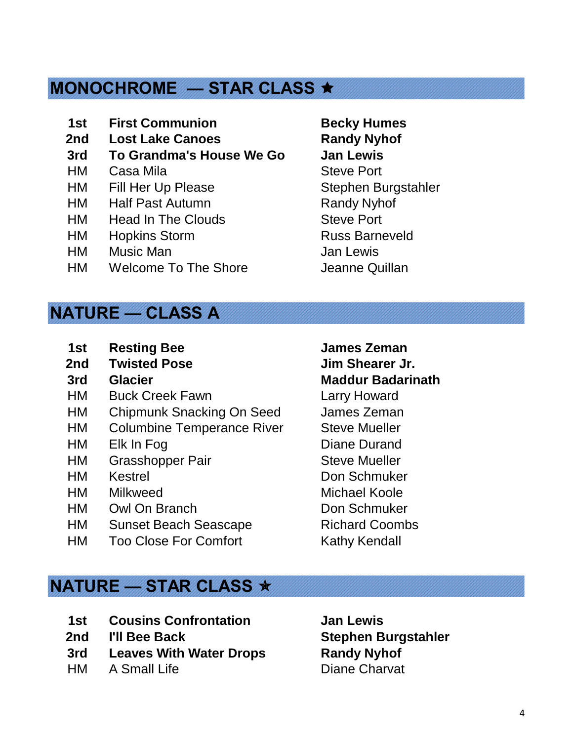## MONOCHROME — STAR CLASS ★

| | | |
|---|---|---|
| **1st** | **First Communion** | **Becky Humes** |
| **2nd** | **Lost Lake Canoes** | **Randy Nyhof** |
| **3rd** | **To Grandma's House We Go** | **Jan Lewis** |
| HM | Casa Mila | Steve Port |
| HM | Fill Her Up Please | Stephen Burgstahler |
| HM | Half Past Autumn | Randy Nyhof |
| HM | Head In The Clouds | Steve Port |
| HM | Hopkins Storm | Russ Barneveld |
| HM | Music Man | Jan Lewis |
| HM | Welcome To The Shore | Jeanne Quillan |

## NATURE — CLASS A

| | | |
|---|---|---|
| **1st** | **Resting Bee** | **James Zeman** |
| **2nd** | **Twisted Pose** | **Jim Shearer Jr.** |
| **3rd** | **Glacier** | **Maddur Badarinath** |
| HM | Buck Creek Fawn | Larry Howard |
| HM | Chipmunk Snacking On Seed | James Zeman |
| HM | Columbine Temperance River | Steve Mueller |
| HM | Elk In Fog | Diane Durand |
| HM | Grasshopper Pair | Steve Mueller |
| HM | Kestrel | Don Schmuker |
| HM | Milkweed | Michael Koole |
| HM | Owl On Branch | Don Schmuker |
| HM | Sunset Beach Seascape | Richard Coombs |
| HM | Too Close For Comfort | Kathy Kendall |

## NATURE — STAR CLASS ★

| | | |
|---|---|---|
| **1st** | **Cousins Confrontation** | **Jan Lewis** |
| **2nd** | **I'll Bee Back** | **Stephen Burgstahler** |
| **3rd** | **Leaves With Water Drops** | **Randy Nyhof** |
| HM | A Small Life | Diane Charvat |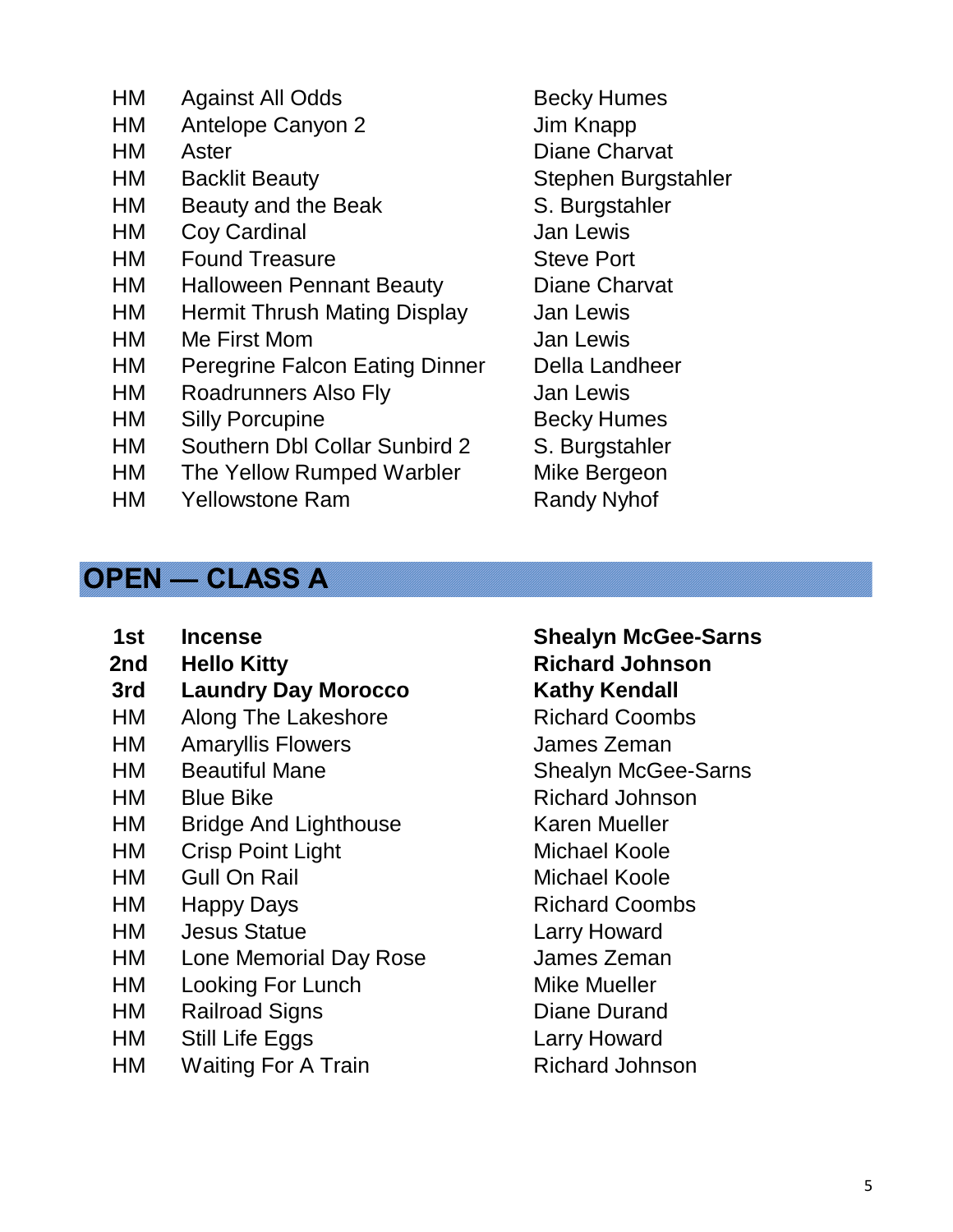| | | |
|---|---|---|
| HM | Against All Odds | Becky Humes |
| HM | Antelope Canyon 2 | Jim Knapp |
| HM | Aster | Diane Charvat |
| HM | Backlit Beauty | Stephen Burgstahler |
| HM | Beauty and the Beak | S. Burgstahler |
| HM | Coy Cardinal | Jan Lewis |
| HM | Found Treasure | Steve Port |
| HM | Halloween Pennant Beauty | Diane Charvat |
| HM | Hermit Thrush Mating Display | Jan Lewis |
| HM | Me First Mom | Jan Lewis |
| HM | Peregrine Falcon Eating Dinner | Della Landheer |
| HM | Roadrunners Also Fly | Jan Lewis |
| HM | Silly Porcupine | Becky Humes |
| HM | Southern Dbl Collar Sunbird 2 | S. Burgstahler |
| HM | The Yellow Rumped Warbler | Mike Bergeon |
| HM | Yellowstone Ram | Randy Nyhof |

## OPEN — CLASS A

| | | |
|---|---|---|
| **1st** | **Incense** | **Shealyn McGee-Sarns** |
| **2nd** | **Hello Kitty** | **Richard Johnson** |
| **3rd** | **Laundry Day Morocco** | **Kathy Kendall** |
| HM | Along The Lakeshore | Richard Coombs |
| HM | Amaryllis Flowers | James Zeman |
| HM | Beautiful Mane | Shealyn McGee-Sarns |
| HM | Blue Bike | Richard Johnson |
| HM | Bridge And Lighthouse | Karen Mueller |
| HM | Crisp Point Light | Michael Koole |
| HM | Gull On Rail | Michael Koole |
| HM | Happy Days | Richard Coombs |
| HM | Jesus Statue | Larry Howard |
| HM | Lone Memorial Day Rose | James Zeman |
| HM | Looking For Lunch | Mike Mueller |
| HM | Railroad Signs | Diane Durand |
| HM | Still Life Eggs | Larry Howard |
| HM | Waiting For A Train | Richard Johnson |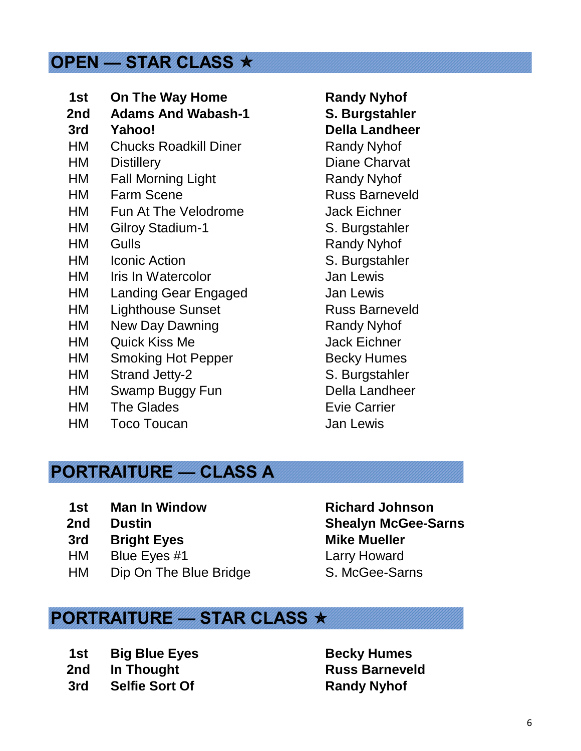## OPEN — STAR CLASS ★

| | | |
|---|---|---|
| **1st** | **On The Way Home** | **Randy Nyhof** |
| **2nd** | **Adams And Wabash-1** | **S. Burgstahler** |
| **3rd** | **Yahoo!** | **Della Landheer** |
| HM | Chucks Roadkill Diner | Randy Nyhof |
| HM | Distillery | Diane Charvat |
| HM | Fall Morning Light | Randy Nyhof |
| HM | Farm Scene | Russ Barneveld |
| HM | Fun At The Velodrome | Jack Eichner |
| HM | Gilroy Stadium-1 | S. Burgstahler |
| HM | Gulls | Randy Nyhof |
| HM | Iconic Action | S. Burgstahler |
| HM | Iris In Watercolor | Jan Lewis |
| HM | Landing Gear Engaged | Jan Lewis |
| HM | Lighthouse Sunset | Russ Barneveld |
| HM | New Day Dawning | Randy Nyhof |
| HM | Quick Kiss Me | Jack Eichner |
| HM | Smoking Hot Pepper | Becky Humes |
| HM | Strand Jetty-2 | S. Burgstahler |
| HM | Swamp Buggy Fun | Della Landheer |
| HM | The Glades | Evie Carrier |
| HM | Toco Toucan | Jan Lewis |

## PORTRAITURE — CLASS A

| | | |
|---|---|---|
| **1st** | **Man In Window** | **Richard Johnson** |
| **2nd** | **Dustin** | **Shealyn McGee-Sarns** |
| **3rd** | **Bright Eyes** | **Mike Mueller** |
| HM | Blue Eyes #1 | Larry Howard |
| HM | Dip On The Blue Bridge | S. McGee-Sarns |

## PORTRAITURE — STAR CLASS ★

| | | |
|---|---|---|
| **1st** | **Big Blue Eyes** | **Becky Humes** |
| **2nd** | **In Thought** | **Russ Barneveld** |
| **3rd** | **Selfie Sort Of** | **Randy Nyhof** |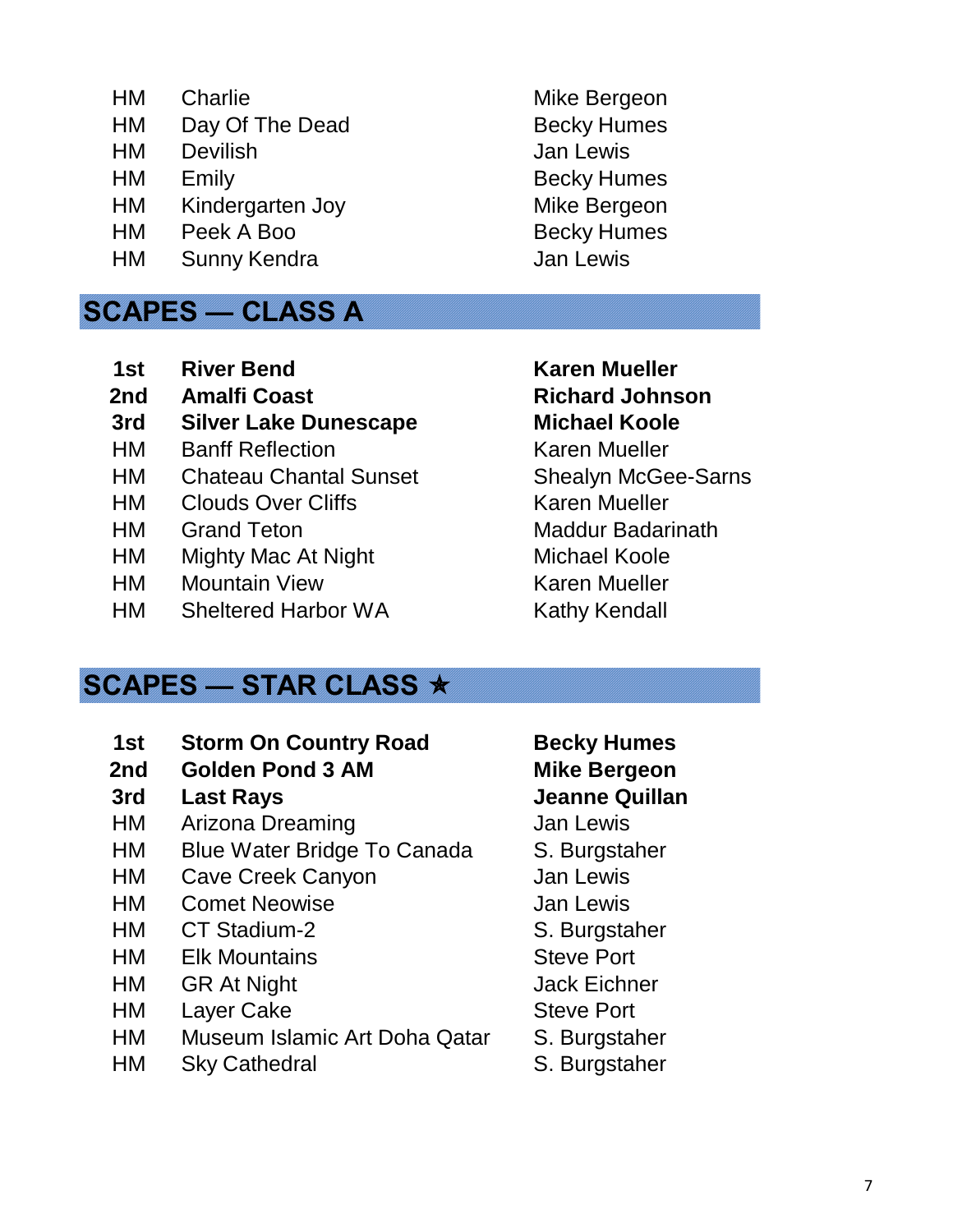| | | |
|---|---|---|
| HM | Charlie | Mike Bergeon |
| HM | Day Of The Dead | Becky Humes |
| HM | Devilish | Jan Lewis |
| HM | Emily | Becky Humes |
| HM | Kindergarten Joy | Mike Bergeon |
| HM | Peek A Boo | Becky Humes |
| HM | Sunny Kendra | Jan Lewis |

## SCAPES — CLASS A

| | | |
|---|---|---|
| **1st** | **River Bend** | **Karen Mueller** |
| **2nd** | **Amalfi Coast** | **Richard Johnson** |
| **3rd** | **Silver Lake Dunescape** | **Michael Koole** |
| HM | Banff Reflection | Karen Mueller |
| HM | Chateau Chantal Sunset | Shealyn McGee-Sarns |
| HM | Clouds Over Cliffs | Karen Mueller |
| HM | Grand Teton | Maddur Badarinath |
| HM | Mighty Mac At Night | Michael Koole |
| HM | Mountain View | Karen Mueller |
| HM | Sheltered Harbor WA | Kathy Kendall |

## SCAPES — STAR CLASS ★

| | | |
|---|---|---|
| **1st** | **Storm On Country Road** | **Becky Humes** |
| **2nd** | **Golden Pond 3 AM** | **Mike Bergeon** |
| **3rd** | **Last Rays** | **Jeanne Quillan** |
| HM | Arizona Dreaming | Jan Lewis |
| HM | Blue Water Bridge To Canada | S. Burgstaher |
| HM | Cave Creek Canyon | Jan Lewis |
| HM | Comet Neowise | Jan Lewis |
| HM | CT Stadium-2 | S. Burgstaher |
| HM | Elk Mountains | Steve Port |
| HM | GR At Night | Jack Eichner |
| HM | Layer Cake | Steve Port |
| HM | Museum Islamic Art Doha Qatar | S. Burgstaher |
| HM | Sky Cathedral | S. Burgstaher |